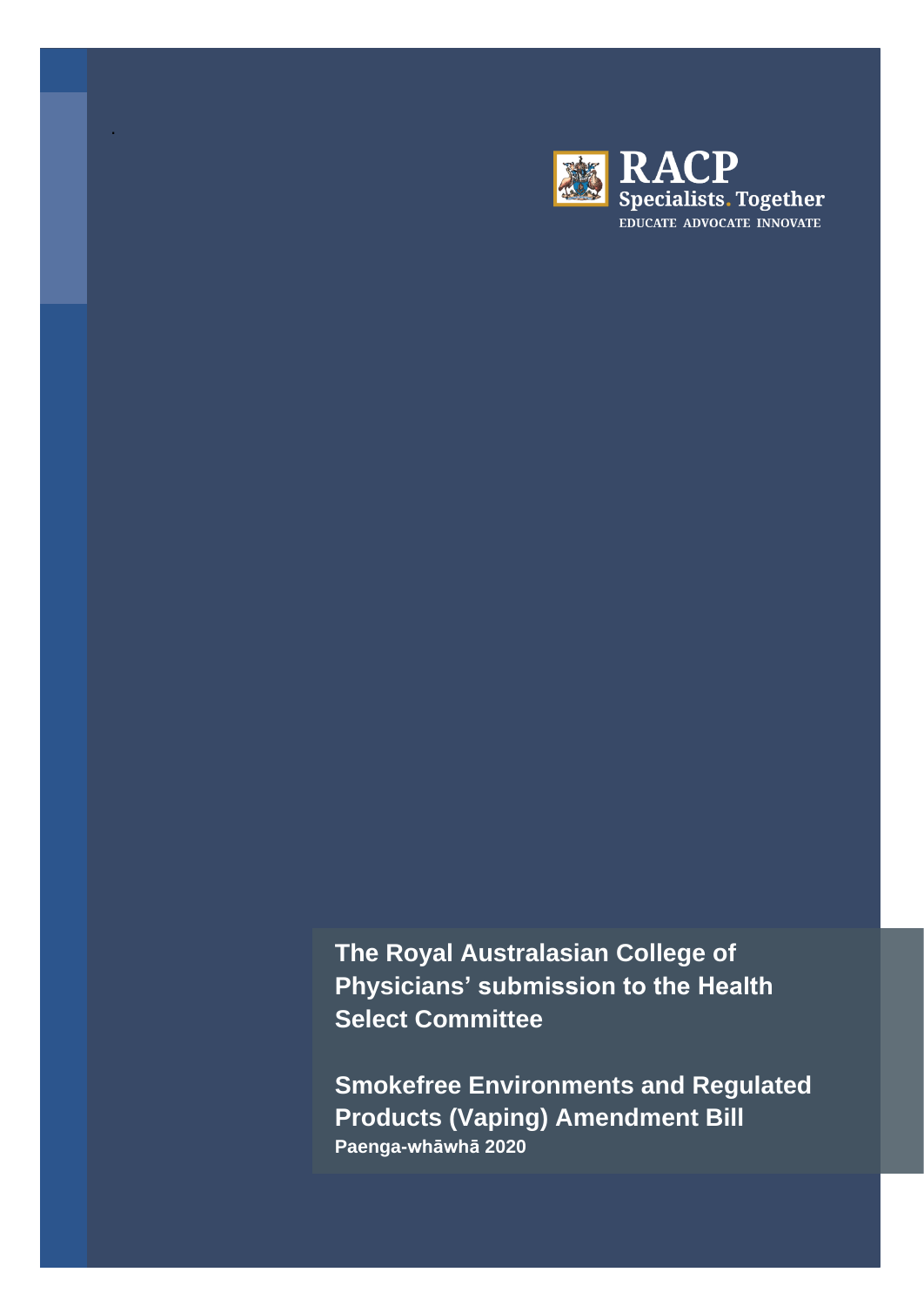RACP

Specialists. Together

EDUCATE ADVOCATE INNOVATE

# The Royal Australasian College of Physicians' submission to the Health Select Committee

## Smokefree Environments and Regulated Products (Vaping) Amendment Bill

**Paenga-whāwhā 2020**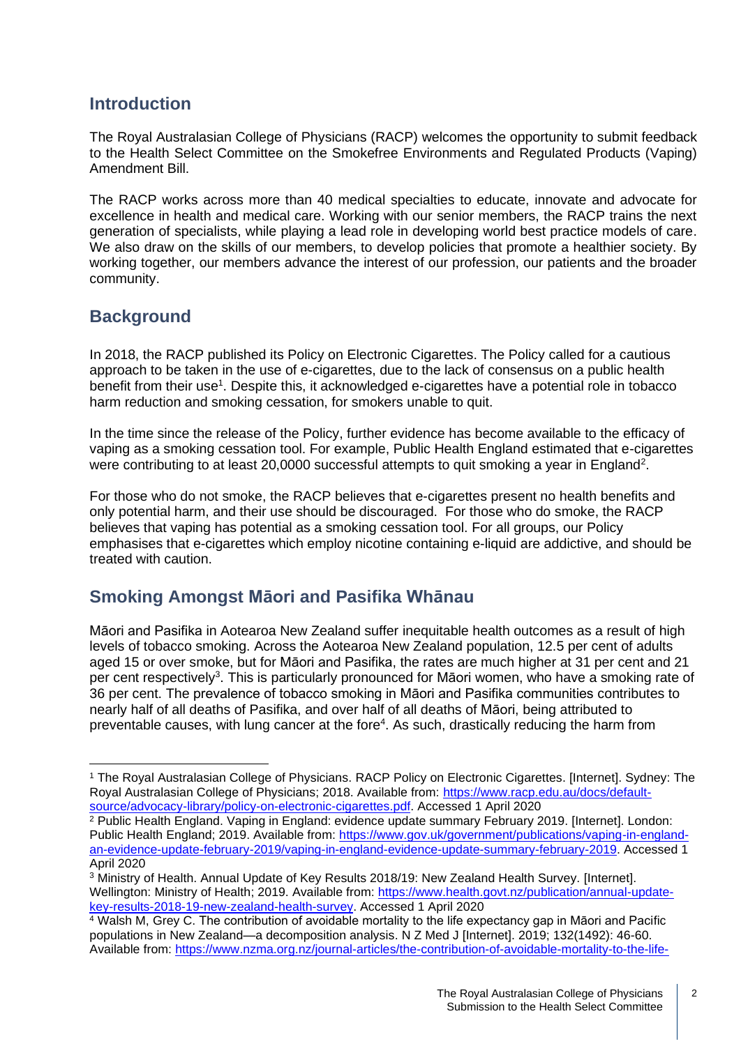## Introduction

The Royal Australasian College of Physicians (RACP) welcomes the opportunity to submit feedback to the Health Select Committee on the Smokefree Environments and Regulated Products (Vaping) Amendment Bill.

The RACP works across more than 40 medical specialties to educate, innovate and advocate for excellence in health and medical care. Working with our senior members, the RACP trains the next generation of specialists, while playing a lead role in developing world best practice models of care. We also draw on the skills of our members, to develop policies that promote a healthier society. By working together, our members advance the interest of our profession, our patients and the broader community.

## Background

In 2018, the RACP published its Policy on Electronic Cigarettes. The Policy called for a cautious approach to be taken in the use of e-cigarettes, due to the lack of consensus on a public health benefit from their use[1]. Despite this, it acknowledged e-cigarettes have a potential role in tobacco harm reduction and smoking cessation, for smokers unable to quit.

In the time since the release of the Policy, further evidence has become available to the efficacy of vaping as a smoking cessation tool. For example, Public Health England estimated that e-cigarettes were contributing to at least 20,0000 successful attempts to quit smoking a year in England[2].

For those who do not smoke, the RACP believes that e-cigarettes present no health benefits and only potential harm, and their use should be discouraged. For those who do smoke, the RACP believes that vaping has potential as a smoking cessation tool. For all groups, our Policy emphasises that e-cigarettes which employ nicotine containing e-liquid are addictive, and should be treated with caution.

## Smoking Amongst Māori and Pasifika Whānau

Māori and Pasifika in Aotearoa New Zealand suffer inequitable health outcomes as a result of high levels of tobacco smoking. Across the Aotearoa New Zealand population, 12.5 per cent of adults aged 15 or over smoke, but for Māori and Pasifika, the rates are much higher at 31 per cent and 21 per cent respectively[3]. This is particularly pronounced for Māori women, who have a smoking rate of 36 per cent. The prevalence of tobacco smoking in Māori and Pasifika communities contributes to nearly half of all deaths of Pasifika, and over half of all deaths of Māori, being attributed to preventable causes, with lung cancer at the fore[4]. As such, drastically reducing the harm from

---

[1] The Royal Australasian College of Physicians. RACP Policy on Electronic Cigarettes. [Internet]. Sydney: The Royal Australasian College of Physicians; 2018. Available from: https://www.racp.edu.au/docs/default-source/advocacy-library/policy-on-electronic-cigarettes.pdf. Accessed 1 April 2020

[2] Public Health England. Vaping in England: evidence update summary February 2019. [Internet]. London: Public Health England; 2019. Available from: https://www.gov.uk/government/publications/vaping-in-england-an-evidence-update-february-2019/vaping-in-england-evidence-update-summary-february-2019. Accessed 1 April 2020

[3] Ministry of Health. Annual Update of Key Results 2018/19: New Zealand Health Survey. [Internet]. Wellington: Ministry of Health; 2019. Available from: https://www.health.govt.nz/publication/annual-update-key-results-2018-19-new-zealand-health-survey. Accessed 1 April 2020

[4] Walsh M, Grey C. The contribution of avoidable mortality to the life expectancy gap in Māori and Pacific populations in New Zealand—a decomposition analysis. N Z Med J [Internet]. 2019; 132(1492): 46-60. Available from: https://www.nzma.org.nz/journal-articles/the-contribution-of-avoidable-mortality-to-the-life-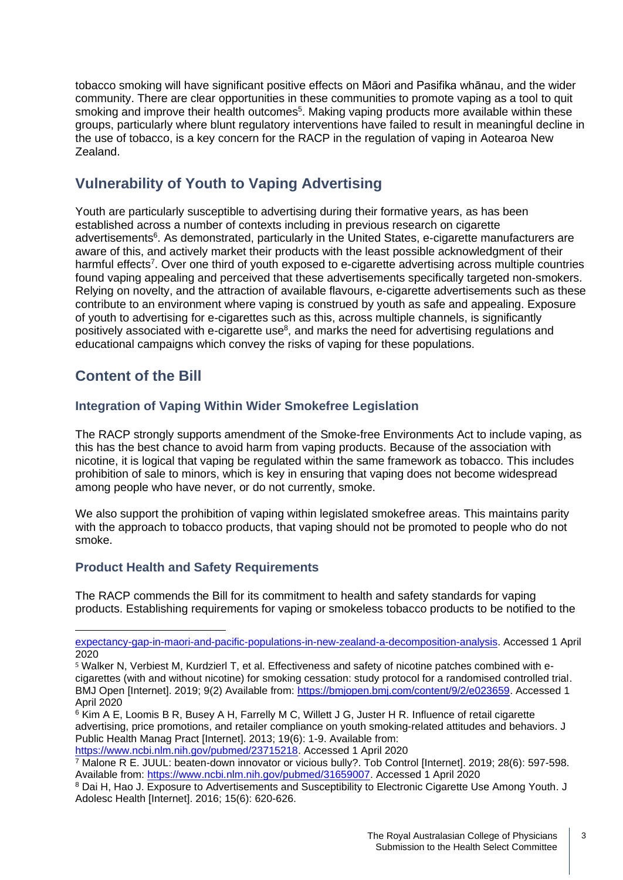tobacco smoking will have significant positive effects on Māori and Pasifika whānau, and the wider community. There are clear opportunities in these communities to promote vaping as a tool to quit smoking and improve their health outcomes[5]. Making vaping products more available within these groups, particularly where blunt regulatory interventions have failed to result in meaningful decline in the use of tobacco, is a key concern for the RACP in the regulation of vaping in Aotearoa New Zealand.

## Vulnerability of Youth to Vaping Advertising

Youth are particularly susceptible to advertising during their formative years, as has been established across a number of contexts including in previous research on cigarette advertisements[6]. As demonstrated, particularly in the United States, e-cigarette manufacturers are aware of this, and actively market their products with the least possible acknowledgment of their harmful effects[7]. Over one third of youth exposed to e-cigarette advertising across multiple countries found vaping appealing and perceived that these advertisements specifically targeted non-smokers. Relying on novelty, and the attraction of available flavours, e-cigarette advertisements such as these contribute to an environment where vaping is construed by youth as safe and appealing. Exposure of youth to advertising for e-cigarettes such as this, across multiple channels, is significantly positively associated with e-cigarette use[8], and marks the need for advertising regulations and educational campaigns which convey the risks of vaping for these populations.

## Content of the Bill

### Integration of Vaping Within Wider Smokefree Legislation

The RACP strongly supports amendment of the Smoke-free Environments Act to include vaping, as this has the best chance to avoid harm from vaping products. Because of the association with nicotine, it is logical that vaping be regulated within the same framework as tobacco. This includes prohibition of sale to minors, which is key in ensuring that vaping does not become widespread among people who have never, or do not currently, smoke.

We also support the prohibition of vaping within legislated smokefree areas. This maintains parity with the approach to tobacco products, that vaping should not be promoted to people who do not smoke.

### Product Health and Safety Requirements

The RACP commends the Bill for its commitment to health and safety standards for vaping products. Establishing requirements for vaping or smokeless tobacco products to be notified to the

---

expectancy-gap-in-maori-and-pacific-populations-in-new-zealand-a-decomposition-analysis. Accessed 1 April 2020

[5] Walker N, Verbiest M, Kurdzierl T, et al. Effectiveness and safety of nicotine patches combined with e-cigarettes (with and without nicotine) for smoking cessation: study protocol for a randomised controlled trial. BMJ Open [Internet]. 2019; 9(2) Available from: https://bmjopen.bmj.com/content/9/2/e023659. Accessed 1 April 2020

[6] Kim A E, Loomis B R, Busey A H, Farrelly M C, Willett J G, Juster H R. Influence of retail cigarette advertising, price promotions, and retailer compliance on youth smoking-related attitudes and behaviors. J Public Health Manag Pract [Internet]. 2013; 19(6): 1-9. Available from: https://www.ncbi.nlm.nih.gov/pubmed/23715218. Accessed 1 April 2020

[7] Malone R E. JUUL: beaten-down innovator or vicious bully?. Tob Control [Internet]. 2019; 28(6): 597-598. Available from: https://www.ncbi.nlm.nih.gov/pubmed/31659007. Accessed 1 April 2020

[8] Dai H, Hao J. Exposure to Advertisements and Susceptibility to Electronic Cigarette Use Among Youth. J Adolesc Health [Internet]. 2016; 15(6): 620-626.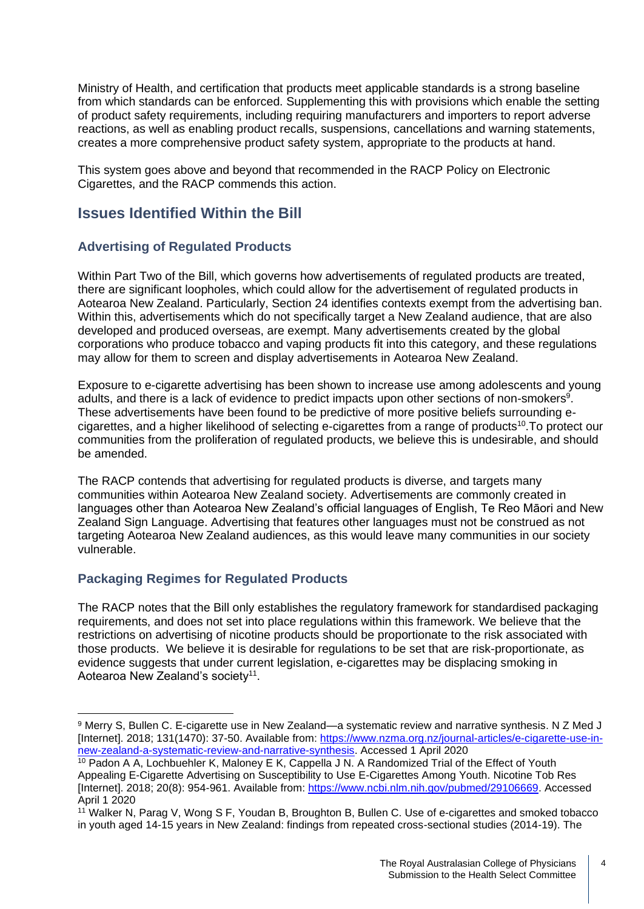Ministry of Health, and certification that products meet applicable standards is a strong baseline from which standards can be enforced. Supplementing this with provisions which enable the setting of product safety requirements, including requiring manufacturers and importers to report adverse reactions, as well as enabling product recalls, suspensions, cancellations and warning statements, creates a more comprehensive product safety system, appropriate to the products at hand.

This system goes above and beyond that recommended in the RACP Policy on Electronic Cigarettes, and the RACP commends this action.

## Issues Identified Within the Bill

### Advertising of Regulated Products

Within Part Two of the Bill, which governs how advertisements of regulated products are treated, there are significant loopholes, which could allow for the advertisement of regulated products in Aotearoa New Zealand. Particularly, Section 24 identifies contexts exempt from the advertising ban. Within this, advertisements which do not specifically target a New Zealand audience, that are also developed and produced overseas, are exempt. Many advertisements created by the global corporations who produce tobacco and vaping products fit into this category, and these regulations may allow for them to screen and display advertisements in Aotearoa New Zealand.

Exposure to e-cigarette advertising has been shown to increase use among adolescents and young adults, and there is a lack of evidence to predict impacts upon other sections of non-smokers[9]. These advertisements have been found to be predictive of more positive beliefs surrounding e-cigarettes, and a higher likelihood of selecting e-cigarettes from a range of products[10].To protect our communities from the proliferation of regulated products, we believe this is undesirable, and should be amended.

The RACP contends that advertising for regulated products is diverse, and targets many communities within Aotearoa New Zealand society. Advertisements are commonly created in languages other than Aotearoa New Zealand's official languages of English, Te Reo Māori and New Zealand Sign Language. Advertising that features other languages must not be construed as not targeting Aotearoa New Zealand audiences, as this would leave many communities in our society vulnerable.

### Packaging Regimes for Regulated Products

The RACP notes that the Bill only establishes the regulatory framework for standardised packaging requirements, and does not set into place regulations within this framework. We believe that the restrictions on advertising of nicotine products should be proportionate to the risk associated with those products. We believe it is desirable for regulations to be set that are risk-proportionate, as evidence suggests that under current legislation, e-cigarettes may be displacing smoking in Aotearoa New Zealand's society[11].

---

[9] Merry S, Bullen C. E-cigarette use in New Zealand—a systematic review and narrative synthesis. N Z Med J [Internet]. 2018; 131(1470): 37-50. Available from: https://www.nzma.org.nz/journal-articles/e-cigarette-use-in-new-zealand-a-systematic-review-and-narrative-synthesis. Accessed 1 April 2020

[10] Padon A A, Lochbuehler K, Maloney E K, Cappella J N. A Randomized Trial of the Effect of Youth Appealing E-Cigarette Advertising on Susceptibility to Use E-Cigarettes Among Youth. Nicotine Tob Res [Internet]. 2018; 20(8): 954-961. Available from: https://www.ncbi.nlm.nih.gov/pubmed/29106669. Accessed April 1 2020

[11] Walker N, Parag V, Wong S F, Youdan B, Broughton B, Bullen C. Use of e-cigarettes and smoked tobacco in youth aged 14-15 years in New Zealand: findings from repeated cross-sectional studies (2014-19). The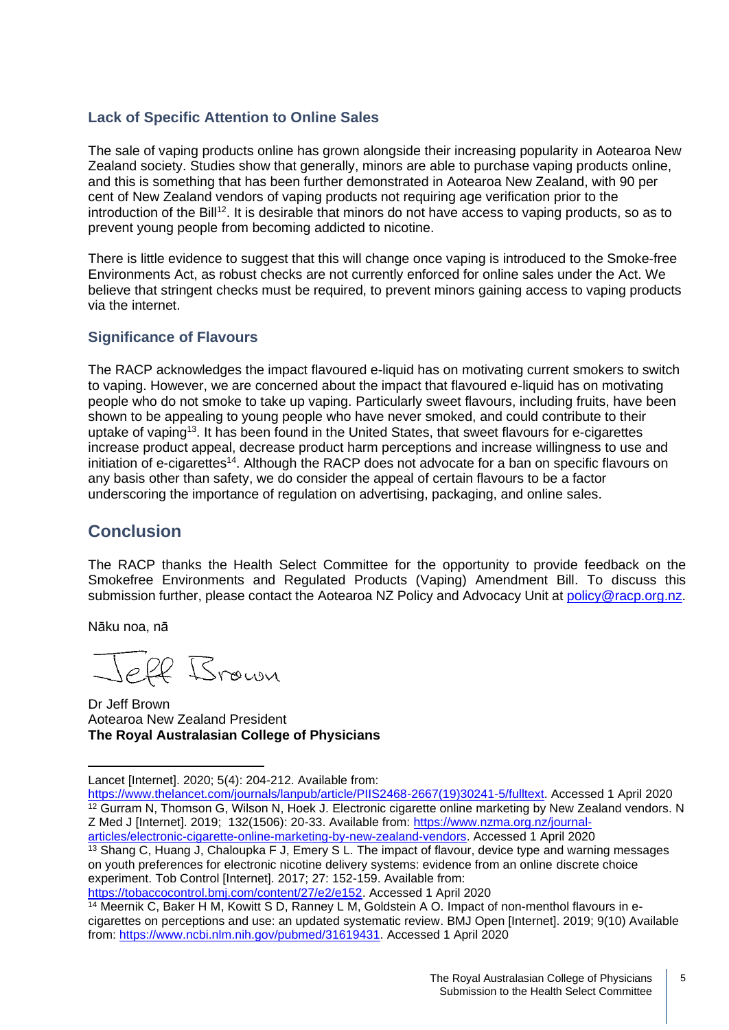### Lack of Specific Attention to Online Sales

The sale of vaping products online has grown alongside their increasing popularity in Aotearoa New Zealand society. Studies show that generally, minors are able to purchase vaping products online, and this is something that has been further demonstrated in Aotearoa New Zealand, with 90 per cent of New Zealand vendors of vaping products not requiring age verification prior to the introduction of the Bill[12]. It is desirable that minors do not have access to vaping products, so as to prevent young people from becoming addicted to nicotine.

There is little evidence to suggest that this will change once vaping is introduced to the Smoke-free Environments Act, as robust checks are not currently enforced for online sales under the Act. We believe that stringent checks must be required, to prevent minors gaining access to vaping products via the internet.

### Significance of Flavours

The RACP acknowledges the impact flavoured e-liquid has on motivating current smokers to switch to vaping. However, we are concerned about the impact that flavoured e-liquid has on motivating people who do not smoke to take up vaping. Particularly sweet flavours, including fruits, have been shown to be appealing to young people who have never smoked, and could contribute to their uptake of vaping[13]. It has been found in the United States, that sweet flavours for e-cigarettes increase product appeal, decrease product harm perceptions and increase willingness to use and initiation of e-cigarettes[14]. Although the RACP does not advocate for a ban on specific flavours on any basis other than safety, we do consider the appeal of certain flavours to be a factor underscoring the importance of regulation on advertising, packaging, and online sales.

## Conclusion

The RACP thanks the Health Select Committee for the opportunity to provide feedback on the Smokefree Environments and Regulated Products (Vaping) Amendment Bill. To discuss this submission further, please contact the Aotearoa NZ Policy and Advocacy Unit at [policy@racp.org.nz](mailto:policy@racp.org.nz).

Nāku noa, nā

Jeff Brown

Dr Jeff Brown
Aotearoa New Zealand President
**The Royal Australasian College of Physicians**

---

Lancet [Internet]. 2020; 5(4): 204-212. Available from: https://www.thelancet.com/journals/lanpub/article/PIIS2468-2667(19)30241-5/fulltext. Accessed 1 April 2020

[12] Gurram N, Thomson G, Wilson N, Hoek J. Electronic cigarette online marketing by New Zealand vendors. N Z Med J [Internet]. 2019; 132(1506): 20-33. Available from: https://www.nzma.org.nz/journal-articles/electronic-cigarette-online-marketing-by-new-zealand-vendors. Accessed 1 April 2020

[13] Shang C, Huang J, Chaloupka F J, Emery S L. The impact of flavour, device type and warning messages on youth preferences for electronic nicotine delivery systems: evidence from an online discrete choice experiment. Tob Control [Internet]. 2017; 27: 152-159. Available from: https://tobaccocontrol.bmj.com/content/27/e2/e152. Accessed 1 April 2020

[14] Meernik C, Baker H M, Kowitt S D, Ranney L M, Goldstein A O. Impact of non-menthol flavours in e-cigarettes on perceptions and use: an updated systematic review. BMJ Open [Internet]. 2019; 9(10) Available from: https://www.ncbi.nlm.nih.gov/pubmed/31619431. Accessed 1 April 2020